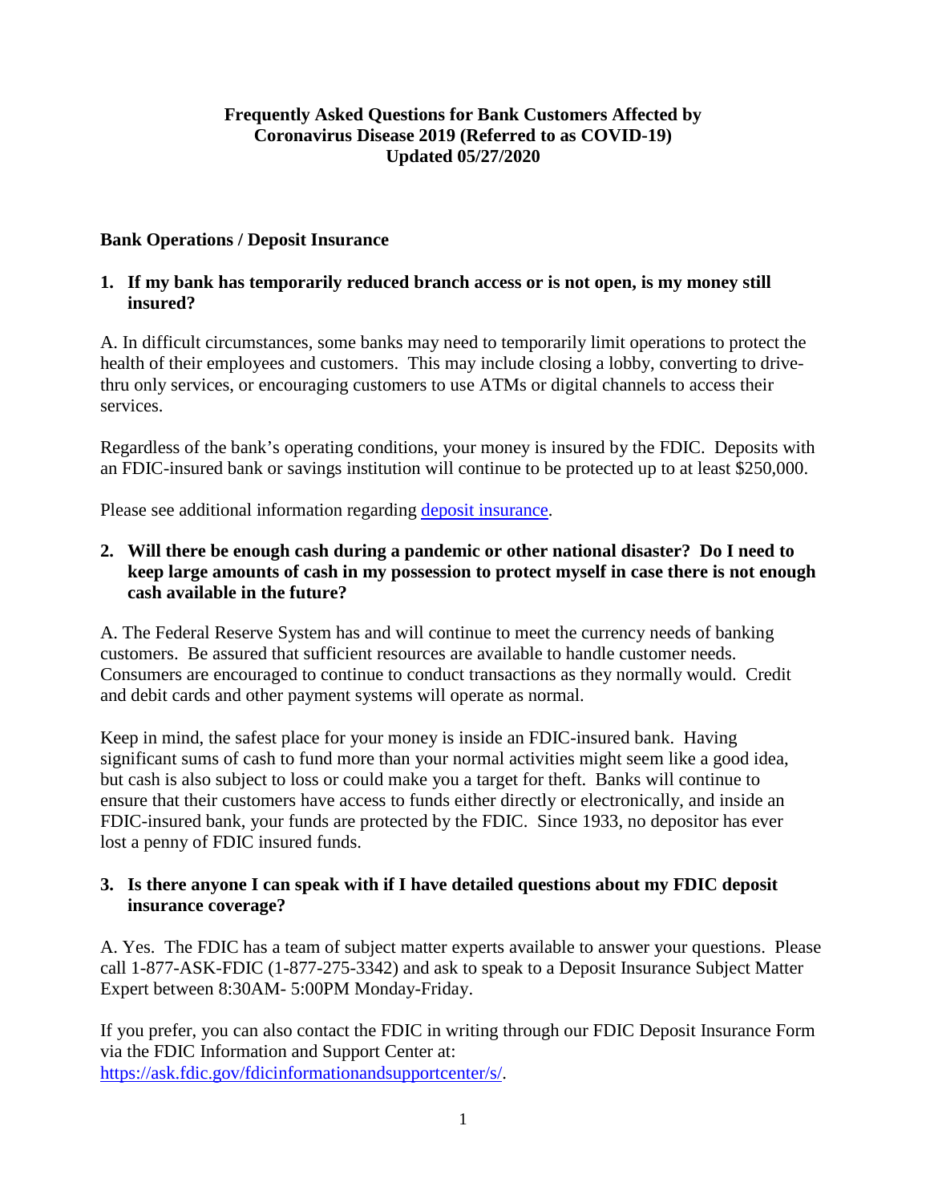# Frequently Asked Questions for Bank Customers Affected by Coronavirus Disease 2019 (Referred to as COVID-19)
**Updated 05/27/2020**

## Bank Operations / Deposit Insurance

### 1. If my bank has temporarily reduced branch access or is not open, is my money still insured?

A. In difficult circumstances, some banks may need to temporarily limit operations to protect the health of their employees and customers. This may include closing a lobby, converting to drive-thru only services, or encouraging customers to use ATMs or digital channels to access their services.

Regardless of the bank's operating conditions, your money is insured by the FDIC. Deposits with an FDIC-insured bank or savings institution will continue to be protected up to at least $250,000.

Please see additional information regarding [deposit insurance](deposit insurance).

### 2. Will there be enough cash during a pandemic or other national disaster? Do I need to keep large amounts of cash in my possession to protect myself in case there is not enough cash available in the future?

A. The Federal Reserve System has and will continue to meet the currency needs of banking customers. Be assured that sufficient resources are available to handle customer needs. Consumers are encouraged to continue to conduct transactions as they normally would. Credit and debit cards and other payment systems will operate as normal.

Keep in mind, the safest place for your money is inside an FDIC-insured bank. Having significant sums of cash to fund more than your normal activities might seem like a good idea, but cash is also subject to loss or could make you a target for theft. Banks will continue to ensure that their customers have access to funds either directly or electronically, and inside an FDIC-insured bank, your funds are protected by the FDIC. Since 1933, no depositor has ever lost a penny of FDIC insured funds.

### 3. Is there anyone I can speak with if I have detailed questions about my FDIC deposit insurance coverage?

A. Yes. The FDIC has a team of subject matter experts available to answer your questions. Please call 1-877-ASK-FDIC (1-877-275-3342) and ask to speak to a Deposit Insurance Subject Matter Expert between 8:30AM- 5:00PM Monday-Friday.

If you prefer, you can also contact the FDIC in writing through our FDIC Deposit Insurance Form via the FDIC Information and Support Center at: [https://ask.fdic.gov/fdicinformationandsupportcenter/s/](https://ask.fdic.gov/fdicinformationandsupportcenter/s/).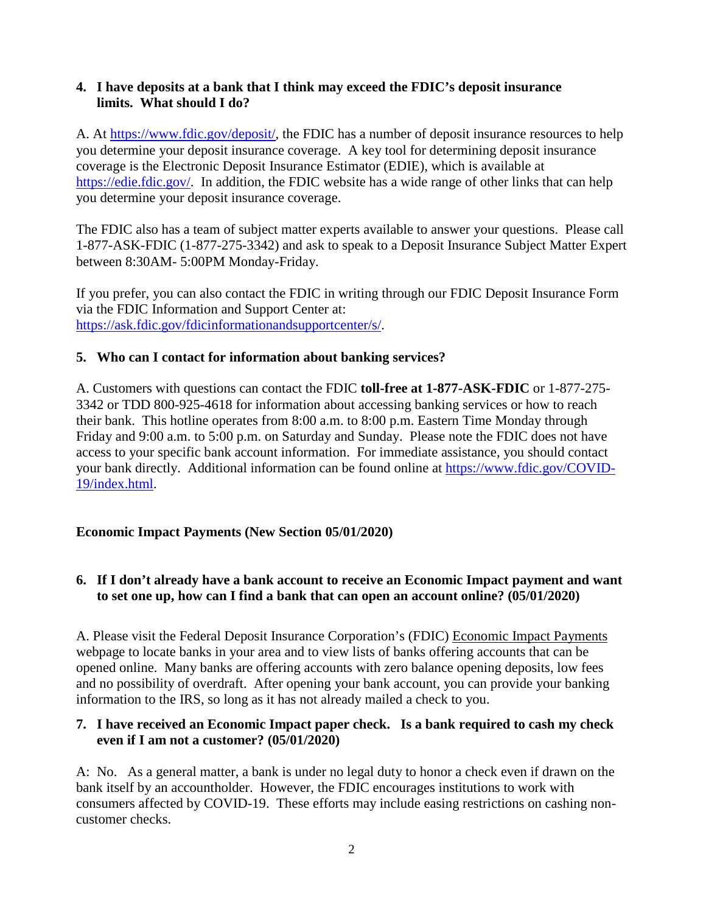**4. I have deposits at a bank that I think may exceed the FDIC's deposit insurance limits. What should I do?**

A. At https://www.fdic.gov/deposit/, the FDIC has a number of deposit insurance resources to help you determine your deposit insurance coverage. A key tool for determining deposit insurance coverage is the Electronic Deposit Insurance Estimator (EDIE), which is available at https://edie.fdic.gov/. In addition, the FDIC website has a wide range of other links that can help you determine your deposit insurance coverage.

The FDIC also has a team of subject matter experts available to answer your questions. Please call 1-877-ASK-FDIC (1-877-275-3342) and ask to speak to a Deposit Insurance Subject Matter Expert between 8:30AM- 5:00PM Monday-Friday.

If you prefer, you can also contact the FDIC in writing through our FDIC Deposit Insurance Form via the FDIC Information and Support Center at: https://ask.fdic.gov/fdicinformationandsupportcenter/s/.

**5. Who can I contact for information about banking services?**

A. Customers with questions can contact the FDIC **toll-free at 1-877-ASK-FDIC** or 1-877-275-3342 or TDD 800-925-4618 for information about accessing banking services or how to reach their bank. This hotline operates from 8:00 a.m. to 8:00 p.m. Eastern Time Monday through Friday and 9:00 a.m. to 5:00 p.m. on Saturday and Sunday. Please note the FDIC does not have access to your specific bank account information. For immediate assistance, you should contact your bank directly. Additional information can be found online at https://www.fdic.gov/COVID-19/index.html.

## Economic Impact Payments (New Section 05/01/2020)

**6. If I don't already have a bank account to receive an Economic Impact payment and want to set one up, how can I find a bank that can open an account online? (05/01/2020)**

A. Please visit the Federal Deposit Insurance Corporation's (FDIC) Economic Impact Payments webpage to locate banks in your area and to view lists of banks offering accounts that can be opened online. Many banks are offering accounts with zero balance opening deposits, low fees and no possibility of overdraft. After opening your bank account, you can provide your banking information to the IRS, so long as it has not already mailed a check to you.

**7. I have received an Economic Impact paper check. Is a bank required to cash my check even if I am not a customer? (05/01/2020)**

A: No. As a general matter, a bank is under no legal duty to honor a check even if drawn on the bank itself by an accountholder. However, the FDIC encourages institutions to work with consumers affected by COVID-19. These efforts may include easing restrictions on cashing non-customer checks.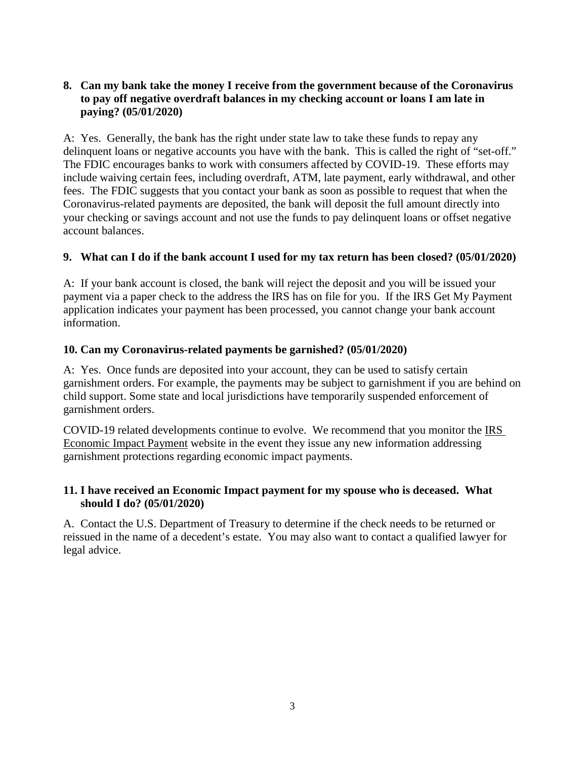**8. Can my bank take the money I receive from the government because of the Coronavirus to pay off negative overdraft balances in my checking account or loans I am late in paying? (05/01/2020)**

A: Yes. Generally, the bank has the right under state law to take these funds to repay any delinquent loans or negative accounts you have with the bank. This is called the right of "set-off." The FDIC encourages banks to work with consumers affected by COVID-19. These efforts may include waiving certain fees, including overdraft, ATM, late payment, early withdrawal, and other fees. The FDIC suggests that you contact your bank as soon as possible to request that when the Coronavirus-related payments are deposited, the bank will deposit the full amount directly into your checking or savings account and not use the funds to pay delinquent loans or offset negative account balances.

**9. What can I do if the bank account I used for my tax return has been closed? (05/01/2020)**

A: If your bank account is closed, the bank will reject the deposit and you will be issued your payment via a paper check to the address the IRS has on file for you. If the IRS Get My Payment application indicates your payment has been processed, you cannot change your bank account information.

**10. Can my Coronavirus-related payments be garnished? (05/01/2020)**

A: Yes. Once funds are deposited into your account, they can be used to satisfy certain garnishment orders. For example, the payments may be subject to garnishment if you are behind on child support. Some state and local jurisdictions have temporarily suspended enforcement of garnishment orders.

COVID-19 related developments continue to evolve. We recommend that you monitor the IRS Economic Impact Payment website in the event they issue any new information addressing garnishment protections regarding economic impact payments.

**11. I have received an Economic Impact payment for my spouse who is deceased. What should I do? (05/01/2020)**

A. Contact the U.S. Department of Treasury to determine if the check needs to be returned or reissued in the name of a decedent's estate. You may also want to contact a qualified lawyer for legal advice.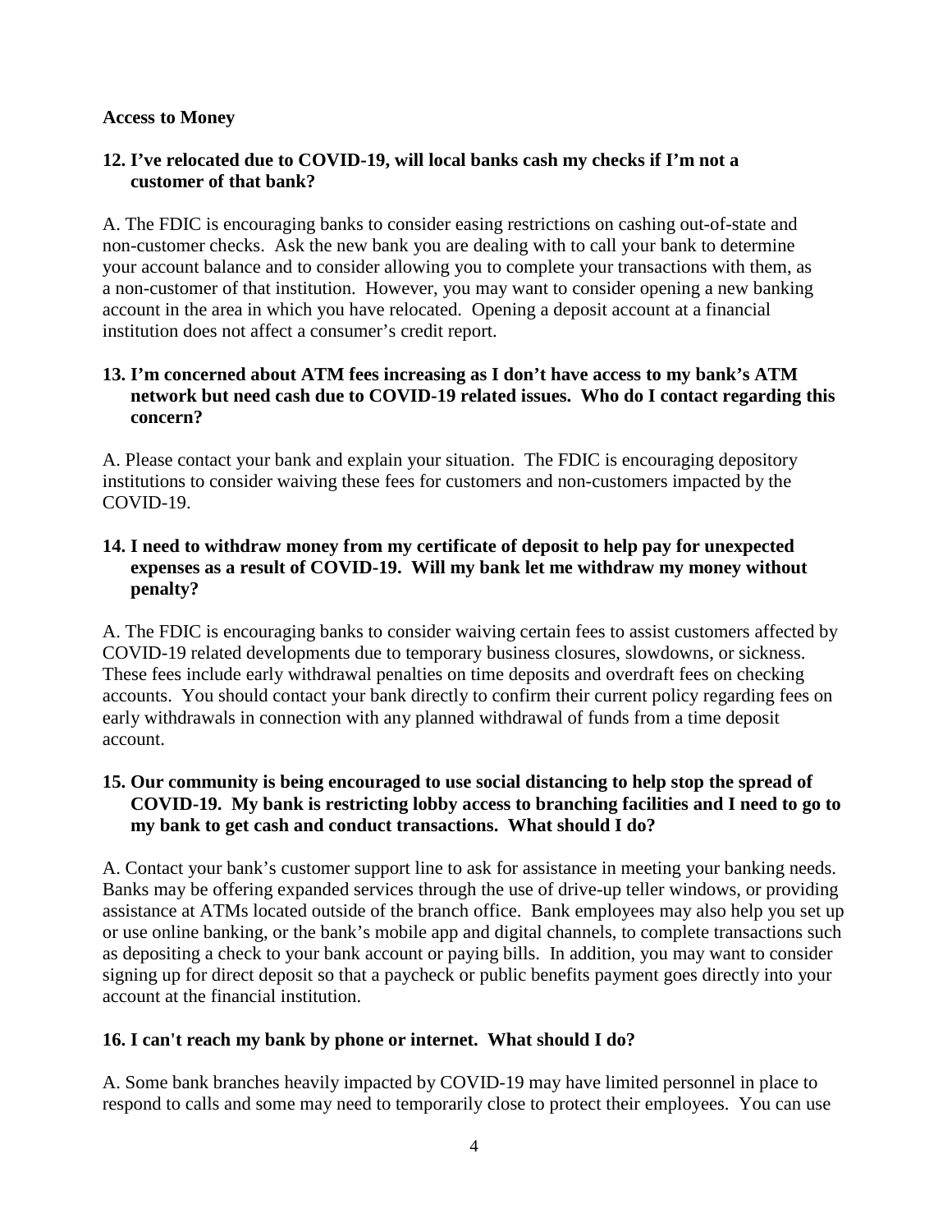**Access to Money**

**12. I've relocated due to COVID-19, will local banks cash my checks if I'm not a customer of that bank?**

A. The FDIC is encouraging banks to consider easing restrictions on cashing out-of-state and non-customer checks. Ask the new bank you are dealing with to call your bank to determine your account balance and to consider allowing you to complete your transactions with them, as a non-customer of that institution. However, you may want to consider opening a new banking account in the area in which you have relocated. Opening a deposit account at a financial institution does not affect a consumer's credit report.

**13. I'm concerned about ATM fees increasing as I don't have access to my bank's ATM network but need cash due to COVID-19 related issues. Who do I contact regarding this concern?**

A. Please contact your bank and explain your situation. The FDIC is encouraging depository institutions to consider waiving these fees for customers and non-customers impacted by the COVID-19.

**14. I need to withdraw money from my certificate of deposit to help pay for unexpected expenses as a result of COVID-19. Will my bank let me withdraw my money without penalty?**

A. The FDIC is encouraging banks to consider waiving certain fees to assist customers affected by COVID-19 related developments due to temporary business closures, slowdowns, or sickness. These fees include early withdrawal penalties on time deposits and overdraft fees on checking accounts. You should contact your bank directly to confirm their current policy regarding fees on early withdrawals in connection with any planned withdrawal of funds from a time deposit account.

**15. Our community is being encouraged to use social distancing to help stop the spread of COVID-19. My bank is restricting lobby access to branching facilities and I need to go to my bank to get cash and conduct transactions. What should I do?**

A. Contact your bank's customer support line to ask for assistance in meeting your banking needs. Banks may be offering expanded services through the use of drive-up teller windows, or providing assistance at ATMs located outside of the branch office. Bank employees may also help you set up or use online banking, or the bank's mobile app and digital channels, to complete transactions such as depositing a check to your bank account or paying bills. In addition, you may want to consider signing up for direct deposit so that a paycheck or public benefits payment goes directly into your account at the financial institution.

**16. I can't reach my bank by phone or internet. What should I do?**

A. Some bank branches heavily impacted by COVID-19 may have limited personnel in place to respond to calls and some may need to temporarily close to protect their employees. You can use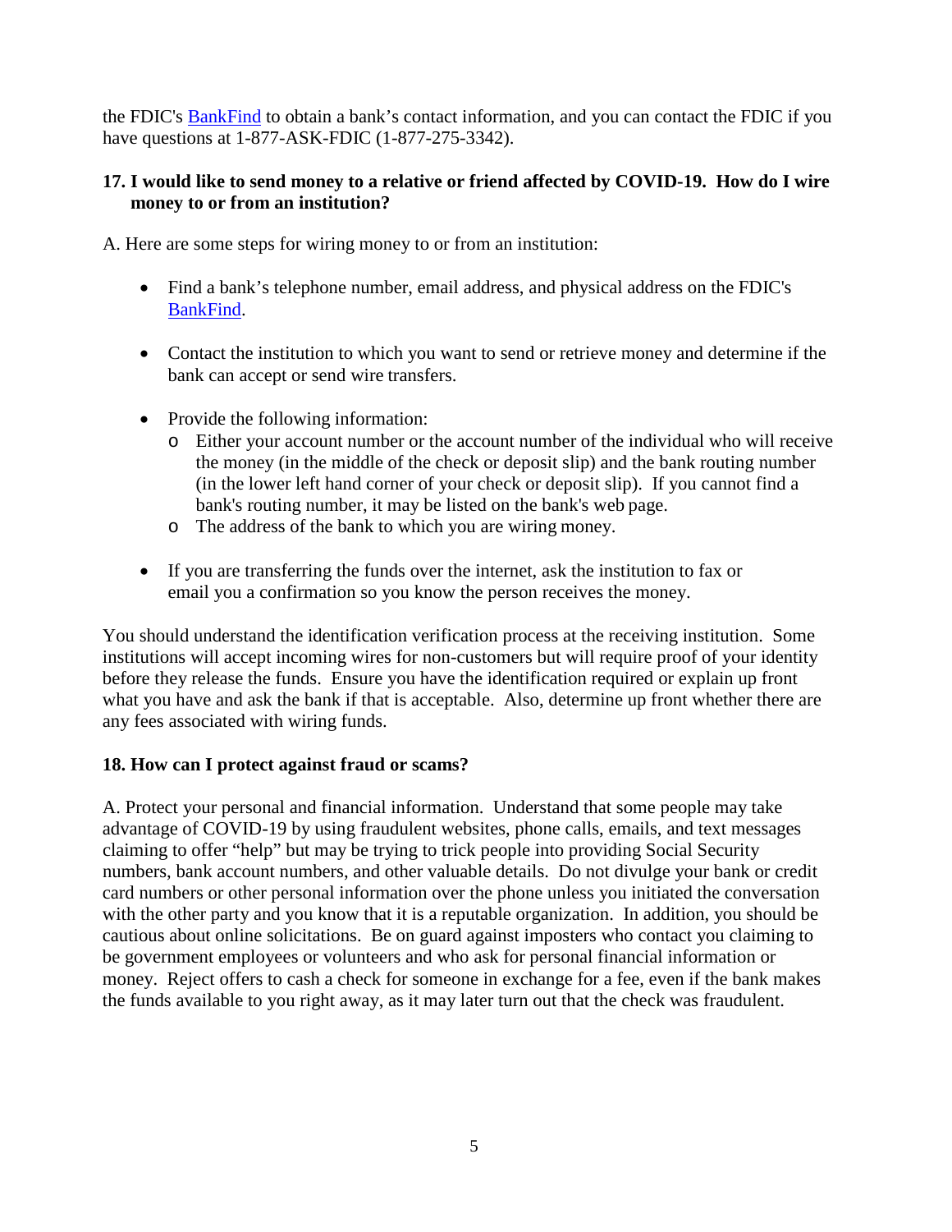the FDIC's [BankFind](BankFind) to obtain a bank's contact information, and you can contact the FDIC if you have questions at 1-877-ASK-FDIC (1-877-275-3342).

### 17. I would like to send money to a relative or friend affected by COVID-19. How do I wire money to or from an institution?

A. Here are some steps for wiring money to or from an institution:

- Find a bank's telephone number, email address, and physical address on the FDIC's BankFind.
- Contact the institution to which you want to send or retrieve money and determine if the bank can accept or send wire transfers.
- Provide the following information:
  - Either your account number or the account number of the individual who will receive the money (in the middle of the check or deposit slip) and the bank routing number (in the lower left hand corner of your check or deposit slip). If you cannot find a bank's routing number, it may be listed on the bank's web page.
  - The address of the bank to which you are wiring money.
- If you are transferring the funds over the internet, ask the institution to fax or email you a confirmation so you know the person receives the money.

You should understand the identification verification process at the receiving institution. Some institutions will accept incoming wires for non-customers but will require proof of your identity before they release the funds. Ensure you have the identification required or explain up front what you have and ask the bank if that is acceptable. Also, determine up front whether there are any fees associated with wiring funds.

### 18. How can I protect against fraud or scams?

A. Protect your personal and financial information. Understand that some people may take advantage of COVID-19 by using fraudulent websites, phone calls, emails, and text messages claiming to offer "help" but may be trying to trick people into providing Social Security numbers, bank account numbers, and other valuable details. Do not divulge your bank or credit card numbers or other personal information over the phone unless you initiated the conversation with the other party and you know that it is a reputable organization. In addition, you should be cautious about online solicitations. Be on guard against imposters who contact you claiming to be government employees or volunteers and who ask for personal financial information or money. Reject offers to cash a check for someone in exchange for a fee, even if the bank makes the funds available to you right away, as it may later turn out that the check was fraudulent.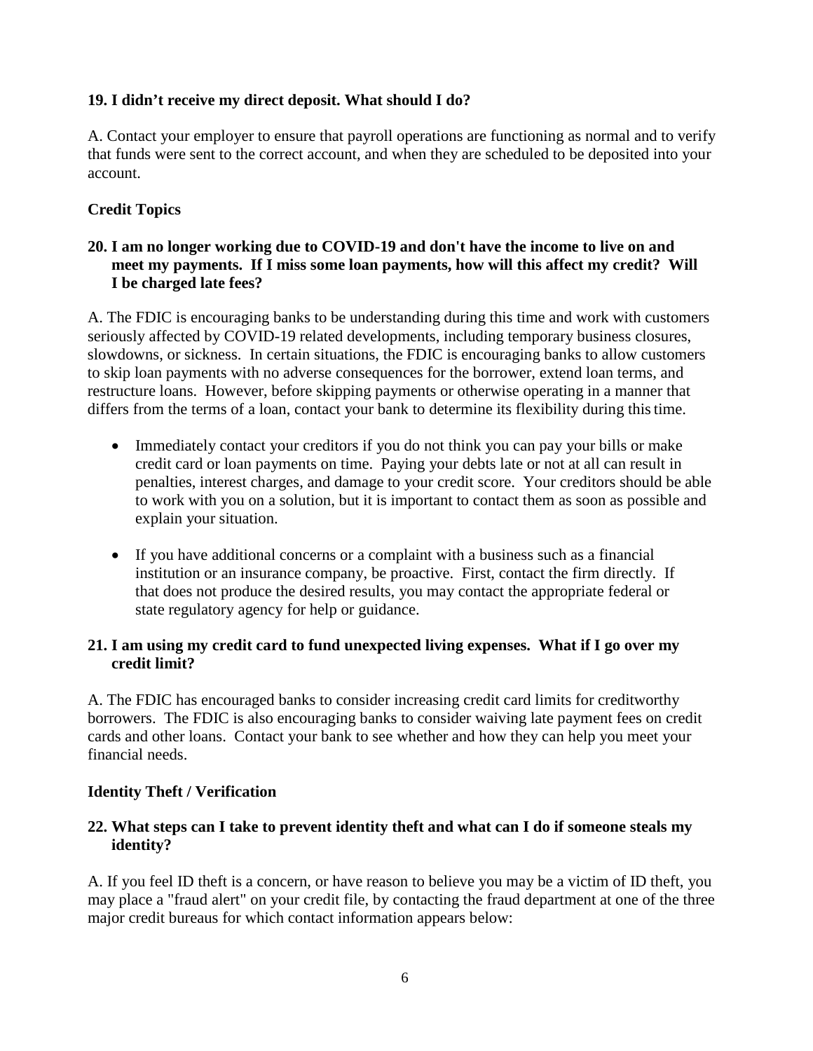**19. I didn't receive my direct deposit. What should I do?**

A. Contact your employer to ensure that payroll operations are functioning as normal and to verify that funds were sent to the correct account, and when they are scheduled to be deposited into your account.

**Credit Topics**

**20. I am no longer working due to COVID-19 and don't have the income to live on and meet my payments. If I miss some loan payments, how will this affect my credit? Will I be charged late fees?**

A. The FDIC is encouraging banks to be understanding during this time and work with customers seriously affected by COVID-19 related developments, including temporary business closures, slowdowns, or sickness. In certain situations, the FDIC is encouraging banks to allow customers to skip loan payments with no adverse consequences for the borrower, extend loan terms, and restructure loans. However, before skipping payments or otherwise operating in a manner that differs from the terms of a loan, contact your bank to determine its flexibility during this time.

- Immediately contact your creditors if you do not think you can pay your bills or make credit card or loan payments on time. Paying your debts late or not at all can result in penalties, interest charges, and damage to your credit score. Your creditors should be able to work with you on a solution, but it is important to contact them as soon as possible and explain your situation.

- If you have additional concerns or a complaint with a business such as a financial institution or an insurance company, be proactive. First, contact the firm directly. If that does not produce the desired results, you may contact the appropriate federal or state regulatory agency for help or guidance.

**21. I am using my credit card to fund unexpected living expenses. What if I go over my credit limit?**

A. The FDIC has encouraged banks to consider increasing credit card limits for creditworthy borrowers. The FDIC is also encouraging banks to consider waiving late payment fees on credit cards and other loans. Contact your bank to see whether and how they can help you meet your financial needs.

**Identity Theft / Verification**

**22. What steps can I take to prevent identity theft and what can I do if someone steals my identity?**

A. If you feel ID theft is a concern, or have reason to believe you may be a victim of ID theft, you may place a "fraud alert" on your credit file, by contacting the fraud department at one of the three major credit bureaus for which contact information appears below: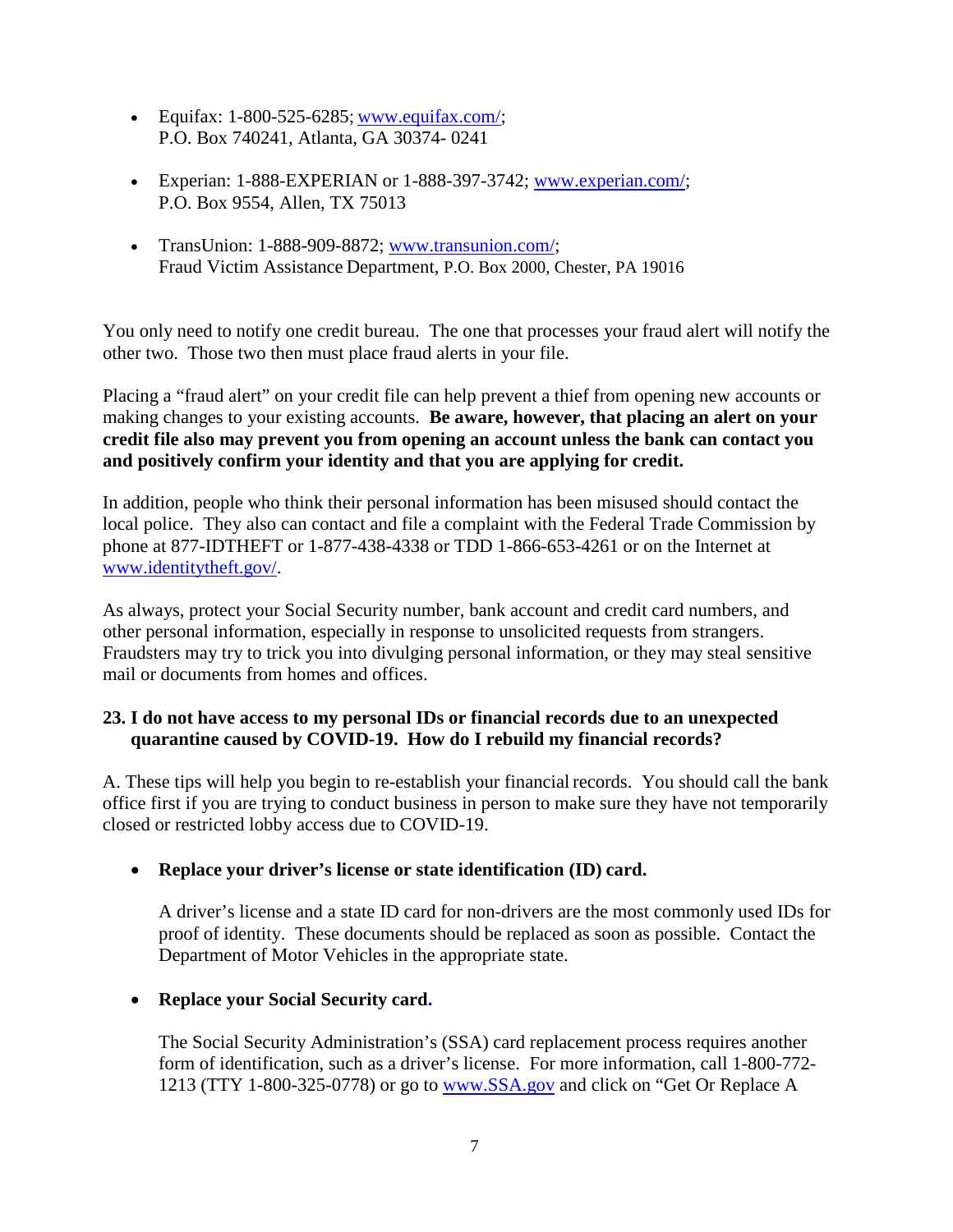- Equifax: 1-800-525-6285; [www.equifax.com/](http://www.equifax.com/);
  P.O. Box 740241, Atlanta, GA 30374- 0241

- Experian: 1-888-EXPERIAN or 1-888-397-3742; [www.experian.com/](http://www.experian.com/);
  P.O. Box 9554, Allen, TX 75013

- TransUnion: 1-888-909-8872; [www.transunion.com/](http://www.transunion.com/);
  Fraud Victim Assistance Department, P.O. Box 2000, Chester, PA 19016

You only need to notify one credit bureau. The one that processes your fraud alert will notify the other two. Those two then must place fraud alerts in your file.

Placing a "fraud alert" on your credit file can help prevent a thief from opening new accounts or making changes to your existing accounts. **Be aware, however, that placing an alert on your credit file also may prevent you from opening an account unless the bank can contact you and positively confirm your identity and that you are applying for credit.**

In addition, people who think their personal information has been misused should contact the local police. They also can contact and file a complaint with the Federal Trade Commission by phone at 877-IDTHEFT or 1-877-438-4338 or TDD 1-866-653-4261 or on the Internet at [www.identitytheft.gov/](http://www.identitytheft.gov/).

As always, protect your Social Security number, bank account and credit card numbers, and other personal information, especially in response to unsolicited requests from strangers. Fraudsters may try to trick you into divulging personal information, or they may steal sensitive mail or documents from homes and offices.

**23. I do not have access to my personal IDs or financial records due to an unexpected quarantine caused by COVID-19. How do I rebuild my financial records?**

A. These tips will help you begin to re-establish your financial records. You should call the bank office first if you are trying to conduct business in person to make sure they have not temporarily closed or restricted lobby access due to COVID-19.

- **Replace your driver's license or state identification (ID) card.**

  A driver's license and a state ID card for non-drivers are the most commonly used IDs for proof of identity. These documents should be replaced as soon as possible. Contact the Department of Motor Vehicles in the appropriate state.

- **Replace your Social Security card.**

  The Social Security Administration's (SSA) card replacement process requires another form of identification, such as a driver's license. For more information, call 1-800-772-1213 (TTY 1-800-325-0778) or go to [www.SSA.gov](http://www.SSA.gov) and click on "Get Or Replace A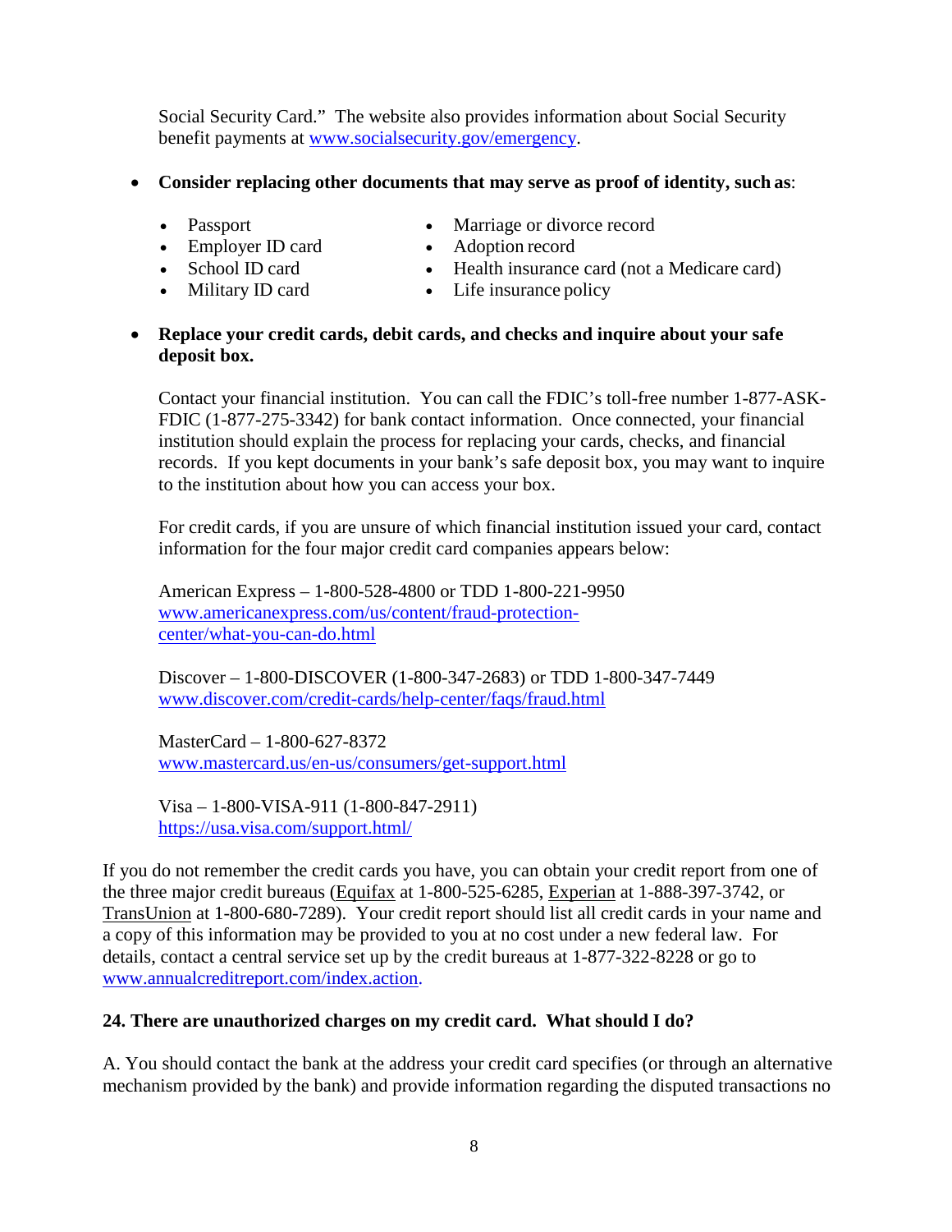Social Security Card." The website also provides information about Social Security benefit payments at [www.socialsecurity.gov/emergency](www.socialsecurity.gov/emergency).

- **Consider replacing other documents that may serve as proof of identity, such as**:
  - Passport
  - Employer ID card
  - School ID card
  - Military ID card
  - Marriage or divorce record
  - Adoption record
  - Health insurance card (not a Medicare card)
  - Life insurance policy

- **Replace your credit cards, debit cards, and checks and inquire about your safe deposit box.**

  Contact your financial institution. You can call the FDIC's toll-free number 1-877-ASK-FDIC (1-877-275-3342) for bank contact information. Once connected, your financial institution should explain the process for replacing your cards, checks, and financial records. If you kept documents in your bank's safe deposit box, you may want to inquire to the institution about how you can access your box.

  For credit cards, if you are unsure of which financial institution issued your card, contact information for the four major credit card companies appears below:

  American Express – 1-800-528-4800 or TDD 1-800-221-9950
  [www.americanexpress.com/us/content/fraud-protection-center/what-you-can-do.html](www.americanexpress.com/us/content/fraud-protection-center/what-you-can-do.html)

  Discover – 1-800-DISCOVER (1-800-347-2683) or TDD 1-800-347-7449
  [www.discover.com/credit-cards/help-center/faqs/fraud.html](www.discover.com/credit-cards/help-center/faqs/fraud.html)

  MasterCard – 1-800-627-8372
  [www.mastercard.us/en-us/consumers/get-support.html](www.mastercard.us/en-us/consumers/get-support.html)

  Visa – 1-800-VISA-911 (1-800-847-2911)
  [https://usa.visa.com/support.html/](https://usa.visa.com/support.html/)

If you do not remember the credit cards you have, you can obtain your credit report from one of the three major credit bureaus (Equifax at 1-800-525-6285, Experian at 1-888-397-3742, or TransUnion at 1-800-680-7289). Your credit report should list all credit cards in your name and a copy of this information may be provided to you at no cost under a new federal law. For details, contact a central service set up by the credit bureaus at 1-877-322-8228 or go to [www.annualcreditreport.com/index.action](www.annualcreditreport.com/index.action).

**24. There are unauthorized charges on my credit card. What should I do?**

A. You should contact the bank at the address your credit card specifies (or through an alternative mechanism provided by the bank) and provide information regarding the disputed transactions no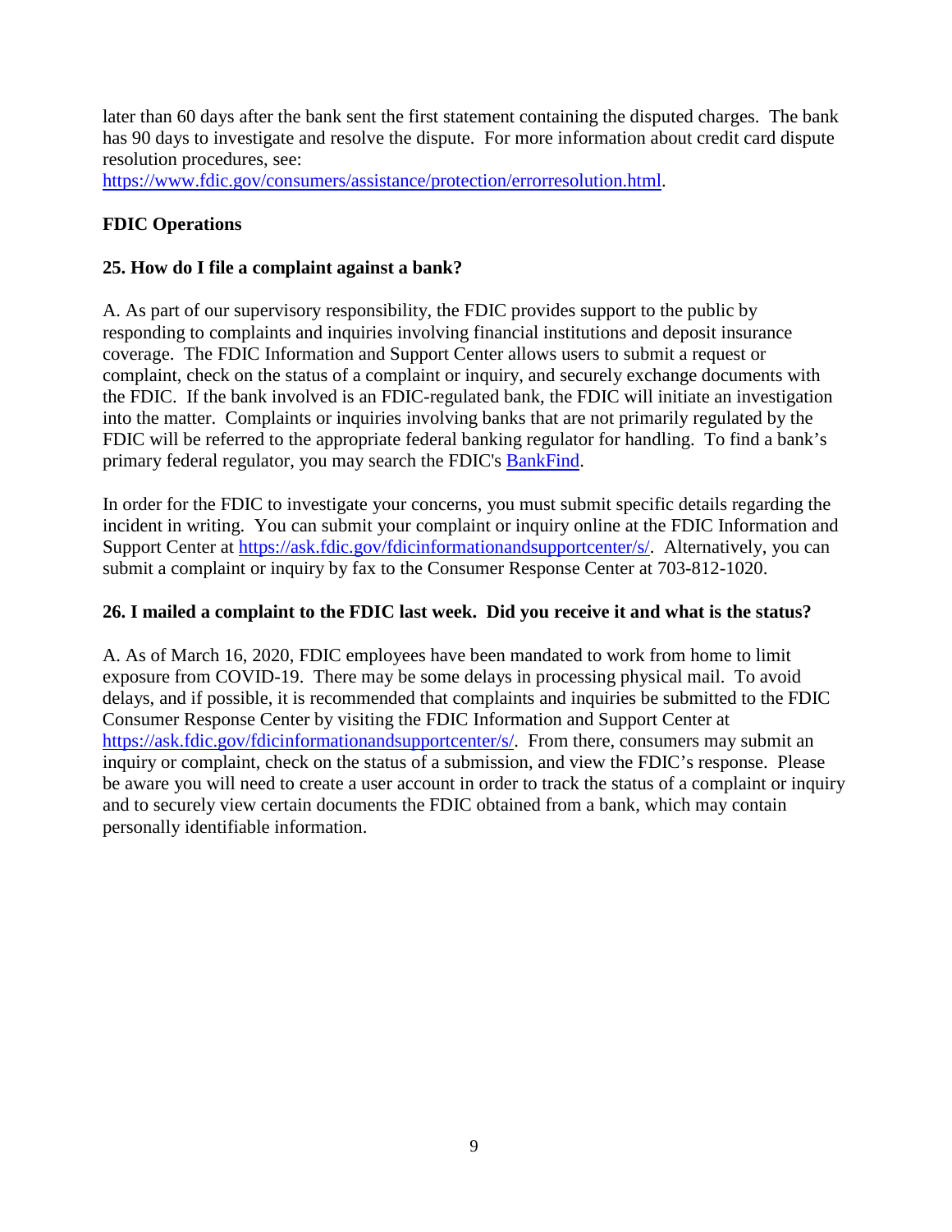later than 60 days after the bank sent the first statement containing the disputed charges. The bank has 90 days to investigate and resolve the dispute. For more information about credit card dispute resolution procedures, see: [https://www.fdic.gov/consumers/assistance/protection/errorresolution.html](https://www.fdic.gov/consumers/assistance/protection/errorresolution.html).

## FDIC Operations

### 25. How do I file a complaint against a bank?

A. As part of our supervisory responsibility, the FDIC provides support to the public by responding to complaints and inquiries involving financial institutions and deposit insurance coverage. The FDIC Information and Support Center allows users to submit a request or complaint, check on the status of a complaint or inquiry, and securely exchange documents with the FDIC. If the bank involved is an FDIC-regulated bank, the FDIC will initiate an investigation into the matter. Complaints or inquiries involving banks that are not primarily regulated by the FDIC will be referred to the appropriate federal banking regulator for handling. To find a bank's primary federal regulator, you may search the FDIC's BankFind.

In order for the FDIC to investigate your concerns, you must submit specific details regarding the incident in writing. You can submit your complaint or inquiry online at the FDIC Information and Support Center at [https://ask.fdic.gov/fdicinformationandsupportcenter/s/](https://ask.fdic.gov/fdicinformationandsupportcenter/s/). Alternatively, you can submit a complaint or inquiry by fax to the Consumer Response Center at 703-812-1020.

### 26. I mailed a complaint to the FDIC last week. Did you receive it and what is the status?

A. As of March 16, 2020, FDIC employees have been mandated to work from home to limit exposure from COVID-19. There may be some delays in processing physical mail. To avoid delays, and if possible, it is recommended that complaints and inquiries be submitted to the FDIC Consumer Response Center by visiting the FDIC Information and Support Center at [https://ask.fdic.gov/fdicinformationandsupportcenter/s/](https://ask.fdic.gov/fdicinformationandsupportcenter/s/). From there, consumers may submit an inquiry or complaint, check on the status of a submission, and view the FDIC's response. Please be aware you will need to create a user account in order to track the status of a complaint or inquiry and to securely view certain documents the FDIC obtained from a bank, which may contain personally identifiable information.